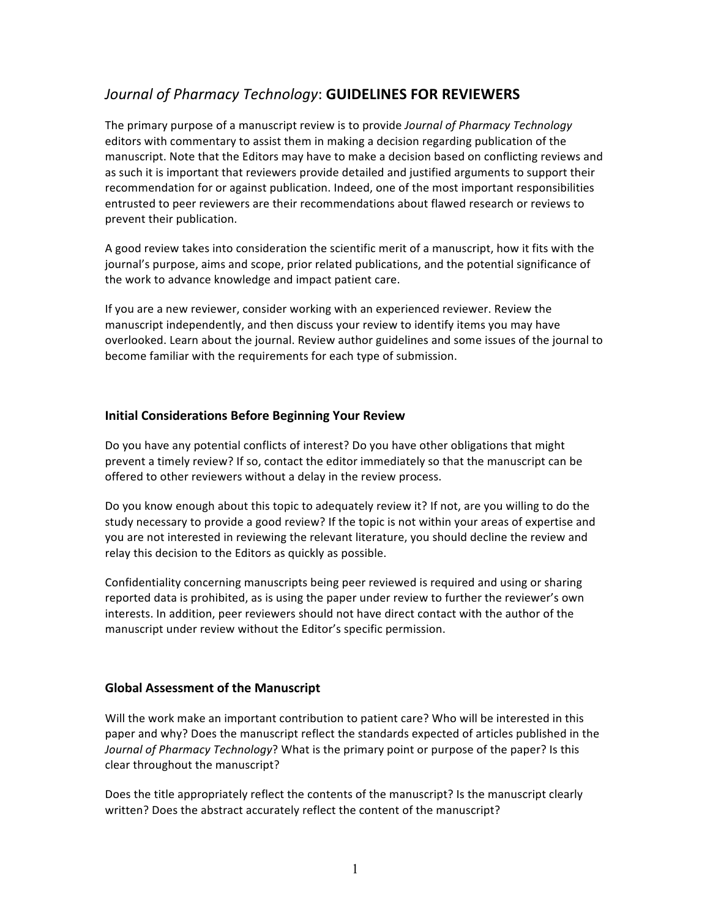# *Journal of Pharmacy Technology*: **GUIDELINES FOR REVIEWERS**

The primary purpose of a manuscript review is to provide *Journal of Pharmacy Technology* editors with commentary to assist them in making a decision regarding publication of the manuscript. Note that the Editors may have to make a decision based on conflicting reviews and as such it is important that reviewers provide detailed and justified arguments to support their recommendation for or against publication. Indeed, one of the most important responsibilities entrusted to peer reviewers are their recommendations about flawed research or reviews to prevent their publication.

A good review takes into consideration the scientific merit of a manuscript, how it fits with the journal's purpose, aims and scope, prior related publications, and the potential significance of the work to advance knowledge and impact patient care.

If you are a new reviewer, consider working with an experienced reviewer. Review the manuscript independently, and then discuss your review to identify items you may have overlooked. Learn about the journal. Review author guidelines and some issues of the journal to become familiar with the requirements for each type of submission.

## Initial Considerations Before Beginning Your Review

Do you have any potential conflicts of interest? Do you have other obligations that might prevent a timely review? If so, contact the editor immediately so that the manuscript can be offered to other reviewers without a delay in the review process.

Do you know enough about this topic to adequately review it? If not, are you willing to do the study necessary to provide a good review? If the topic is not within your areas of expertise and you are not interested in reviewing the relevant literature, you should decline the review and relay this decision to the Editors as quickly as possible.

Confidentiality concerning manuscripts being peer reviewed is required and using or sharing reported data is prohibited, as is using the paper under review to further the reviewer's own interests. In addition, peer reviewers should not have direct contact with the author of the manuscript under review without the Editor's specific permission.

## Global Assessment of the Manuscript

Will the work make an important contribution to patient care? Who will be interested in this paper and why? Does the manuscript reflect the standards expected of articles published in the *Journal of Pharmacy Technology*? What is the primary point or purpose of the paper? Is this clear throughout the manuscript?

Does the title appropriately reflect the contents of the manuscript? Is the manuscript clearly written? Does the abstract accurately reflect the content of the manuscript?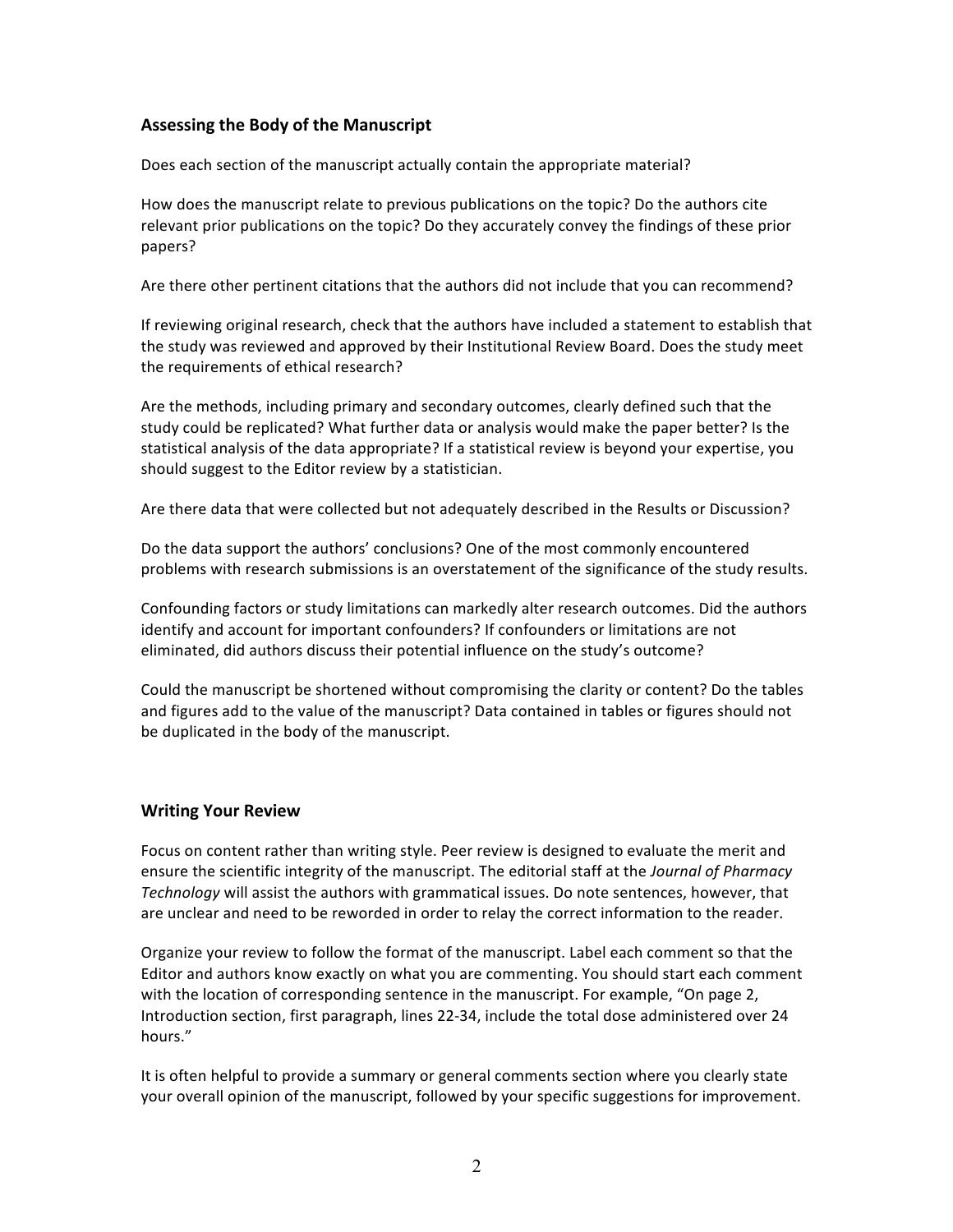## Assessing the Body of the Manuscript

Does each section of the manuscript actually contain the appropriate material?

How does the manuscript relate to previous publications on the topic? Do the authors cite relevant prior publications on the topic? Do they accurately convey the findings of these prior papers?

Are there other pertinent citations that the authors did not include that you can recommend?

If reviewing original research, check that the authors have included a statement to establish that the study was reviewed and approved by their Institutional Review Board. Does the study meet the requirements of ethical research?

Are the methods, including primary and secondary outcomes, clearly defined such that the study could be replicated? What further data or analysis would make the paper better? Is the statistical analysis of the data appropriate? If a statistical review is beyond your expertise, you should suggest to the Editor review by a statistician.

Are there data that were collected but not adequately described in the Results or Discussion?

Do the data support the authors' conclusions? One of the most commonly encountered problems with research submissions is an overstatement of the significance of the study results.

Confounding factors or study limitations can markedly alter research outcomes. Did the authors identify and account for important confounders? If confounders or limitations are not eliminated, did authors discuss their potential influence on the study's outcome?

Could the manuscript be shortened without compromising the clarity or content? Do the tables and figures add to the value of the manuscript? Data contained in tables or figures should not be duplicated in the body of the manuscript.

## Writing Your Review

Focus on content rather than writing style. Peer review is designed to evaluate the merit and ensure the scientific integrity of the manuscript. The editorial staff at the *Journal of Pharmacy Technology* will assist the authors with grammatical issues. Do note sentences, however, that are unclear and need to be reworded in order to relay the correct information to the reader.

Organize your review to follow the format of the manuscript. Label each comment so that the Editor and authors know exactly on what you are commenting. You should start each comment with the location of corresponding sentence in the manuscript. For example, "On page 2, Introduction section, first paragraph, lines 22-34, include the total dose administered over 24 hours."

It is often helpful to provide a summary or general comments section where you clearly state your overall opinion of the manuscript, followed by your specific suggestions for improvement.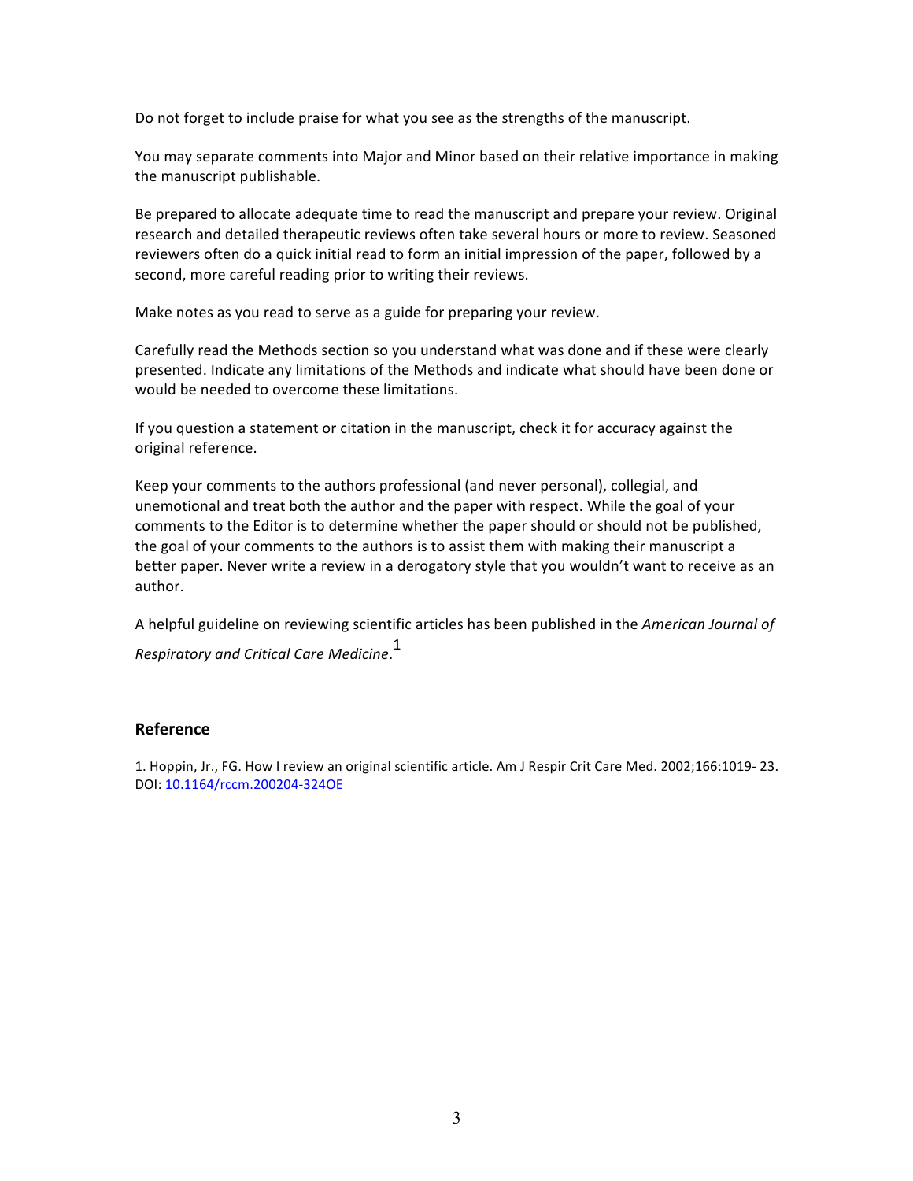Do not forget to include praise for what you see as the strengths of the manuscript.

You may separate comments into Major and Minor based on their relative importance in making the manuscript publishable.

Be prepared to allocate adequate time to read the manuscript and prepare your review. Original research and detailed therapeutic reviews often take several hours or more to review. Seasoned reviewers often do a quick initial read to form an initial impression of the paper, followed by a second, more careful reading prior to writing their reviews.

Make notes as you read to serve as a guide for preparing your review.

Carefully read the Methods section so you understand what was done and if these were clearly presented. Indicate any limitations of the Methods and indicate what should have been done or would be needed to overcome these limitations.

If you question a statement or citation in the manuscript, check it for accuracy against the original reference.

Keep your comments to the authors professional (and never personal), collegial, and unemotional and treat both the author and the paper with respect. While the goal of your comments to the Editor is to determine whether the paper should or should not be published, the goal of your comments to the authors is to assist them with making their manuscript a better paper. Never write a review in a derogatory style that you wouldn't want to receive as an author.

A helpful guideline on reviewing scientific articles has been published in the *American Journal of Respiratory and Critical Care Medicine*.[1]

## Reference

1. Hoppin, Jr., FG. How I review an original scientific article. Am J Respir Crit Care Med. 2002;166:1019- 23. DOI: 10.1164/rccm.200204-324OE